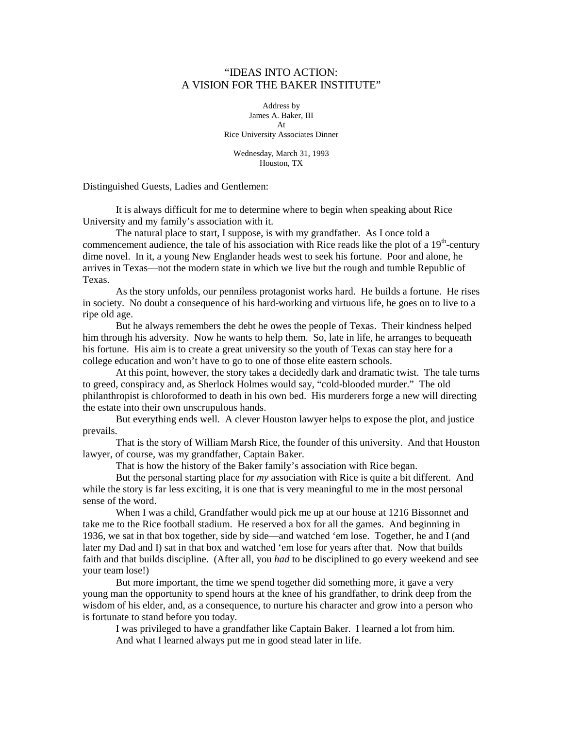# "IDEAS INTO ACTION: A VISION FOR THE BAKER INSTITUTE"

Address by
James A. Baker, III
At
Rice University Associates Dinner

Wednesday, March 31, 1993
Houston, TX

Distinguished Guests, Ladies and Gentlemen:

It is always difficult for me to determine where to begin when speaking about Rice University and my family's association with it.

The natural place to start, I suppose, is with my grandfather. As I once told a commencement audience, the tale of his association with Rice reads like the plot of a 19th-century dime novel. In it, a young New Englander heads west to seek his fortune. Poor and alone, he arrives in Texas—not the modern state in which we live but the rough and tumble Republic of Texas.

As the story unfolds, our penniless protagonist works hard. He builds a fortune. He rises in society. No doubt a consequence of his hard-working and virtuous life, he goes on to live to a ripe old age.

But he always remembers the debt he owes the people of Texas. Their kindness helped him through his adversity. Now he wants to help them. So, late in life, he arranges to bequeath his fortune. His aim is to create a great university so the youth of Texas can stay here for a college education and won't have to go to one of those elite eastern schools.

At this point, however, the story takes a decidedly dark and dramatic twist. The tale turns to greed, conspiracy and, as Sherlock Holmes would say, "cold-blooded murder." The old philanthropist is chloroformed to death in his own bed. His murderers forge a new will directing the estate into their own unscrupulous hands.

But everything ends well. A clever Houston lawyer helps to expose the plot, and justice prevails.

That is the story of William Marsh Rice, the founder of this university. And that Houston lawyer, of course, was my grandfather, Captain Baker.

That is how the history of the Baker family's association with Rice began.

But the personal starting place for *my* association with Rice is quite a bit different. And while the story is far less exciting, it is one that is very meaningful to me in the most personal sense of the word.

When I was a child, Grandfather would pick me up at our house at 1216 Bissonnet and take me to the Rice football stadium. He reserved a box for all the games. And beginning in 1936, we sat in that box together, side by side—and watched 'em lose. Together, he and I (and later my Dad and I) sat in that box and watched 'em lose for years after that. Now that builds faith and that builds discipline. (After all, you *had* to be disciplined to go every weekend and see your team lose!)

But more important, the time we spend together did something more, it gave a very young man the opportunity to spend hours at the knee of his grandfather, to drink deep from the wisdom of his elder, and, as a consequence, to nurture his character and grow into a person who is fortunate to stand before you today.

I was privileged to have a grandfather like Captain Baker. I learned a lot from him.

And what I learned always put me in good stead later in life.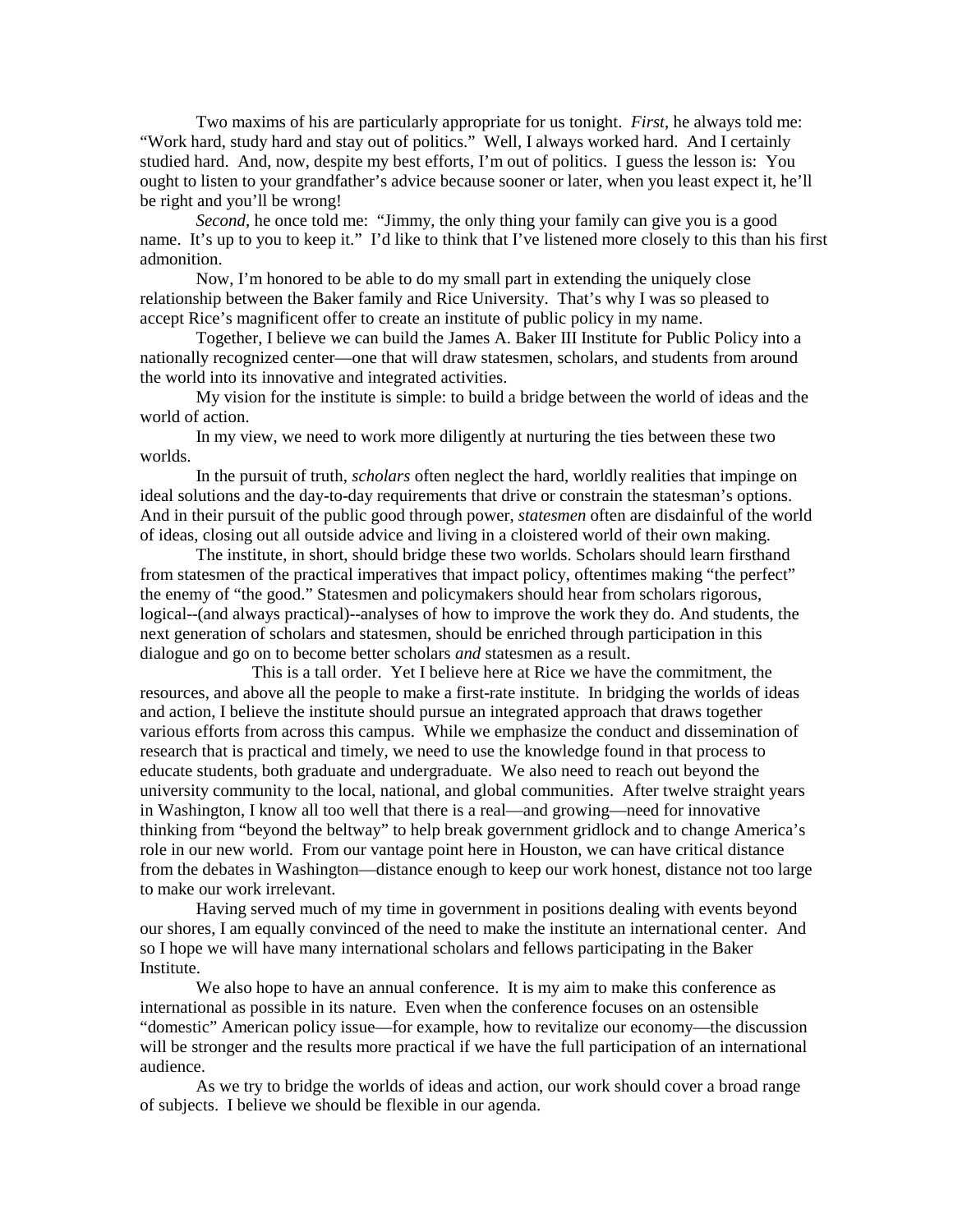Two maxims of his are particularly appropriate for us tonight. *First*, he always told me: "Work hard, study hard and stay out of politics." Well, I always worked hard. And I certainly studied hard. And, now, despite my best efforts, I'm out of politics. I guess the lesson is: You ought to listen to your grandfather's advice because sooner or later, when you least expect it, he'll be right and you'll be wrong!

*Second*, he once told me: "Jimmy, the only thing your family can give you is a good name. It's up to you to keep it." I'd like to think that I've listened more closely to this than his first admonition.

Now, I'm honored to be able to do my small part in extending the uniquely close relationship between the Baker family and Rice University. That's why I was so pleased to accept Rice's magnificent offer to create an institute of public policy in my name.

Together, I believe we can build the James A. Baker III Institute for Public Policy into a nationally recognized center—one that will draw statesmen, scholars, and students from around the world into its innovative and integrated activities.

My vision for the institute is simple: to build a bridge between the world of ideas and the world of action.

In my view, we need to work more diligently at nurturing the ties between these two worlds.

In the pursuit of truth, *scholars* often neglect the hard, worldly realities that impinge on ideal solutions and the day-to-day requirements that drive or constrain the statesman's options. And in their pursuit of the public good through power, *statesmen* often are disdainful of the world of ideas, closing out all outside advice and living in a cloistered world of their own making.

The institute, in short, should bridge these two worlds. Scholars should learn firsthand from statesmen of the practical imperatives that impact policy, oftentimes making "the perfect" the enemy of "the good." Statesmen and policymakers should hear from scholars rigorous, logical--(and always practical)--analyses of how to improve the work they do. And students, the next generation of scholars and statesmen, should be enriched through participation in this dialogue and go on to become better scholars *and* statesmen as a result.

This is a tall order. Yet I believe here at Rice we have the commitment, the resources, and above all the people to make a first-rate institute. In bridging the worlds of ideas and action, I believe the institute should pursue an integrated approach that draws together various efforts from across this campus. While we emphasize the conduct and dissemination of research that is practical and timely, we need to use the knowledge found in that process to educate students, both graduate and undergraduate. We also need to reach out beyond the university community to the local, national, and global communities. After twelve straight years in Washington, I know all too well that there is a real—and growing—need for innovative thinking from "beyond the beltway" to help break government gridlock and to change America's role in our new world. From our vantage point here in Houston, we can have critical distance from the debates in Washington—distance enough to keep our work honest, distance not too large to make our work irrelevant.

Having served much of my time in government in positions dealing with events beyond our shores, I am equally convinced of the need to make the institute an international center. And so I hope we will have many international scholars and fellows participating in the Baker Institute.

We also hope to have an annual conference. It is my aim to make this conference as international as possible in its nature. Even when the conference focuses on an ostensible "domestic" American policy issue—for example, how to revitalize our economy—the discussion will be stronger and the results more practical if we have the full participation of an international audience.

As we try to bridge the worlds of ideas and action, our work should cover a broad range of subjects. I believe we should be flexible in our agenda.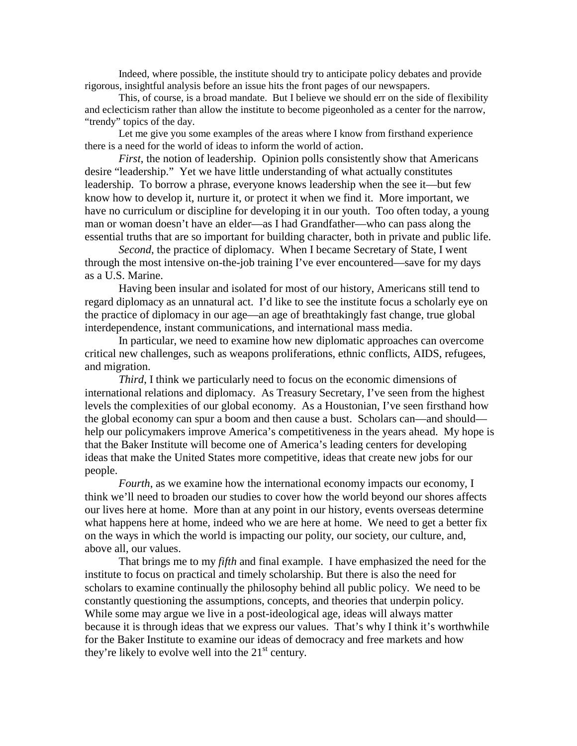Indeed, where possible, the institute should try to anticipate policy debates and provide rigorous, insightful analysis before an issue hits the front pages of our newspapers.

This, of course, is a broad mandate. But I believe we should err on the side of flexibility and eclecticism rather than allow the institute to become pigeonholed as a center for the narrow, "trendy" topics of the day.

Let me give you some examples of the areas where I know from firsthand experience there is a need for the world of ideas to inform the world of action.

*First*, the notion of leadership. Opinion polls consistently show that Americans desire "leadership." Yet we have little understanding of what actually constitutes leadership. To borrow a phrase, everyone knows leadership when the see it—but few know how to develop it, nurture it, or protect it when we find it. More important, we have no curriculum or discipline for developing it in our youth. Too often today, a young man or woman doesn't have an elder—as I had Grandfather—who can pass along the essential truths that are so important for building character, both in private and public life.

*Second*, the practice of diplomacy. When I became Secretary of State, I went through the most intensive on-the-job training I've ever encountered—save for my days as a U.S. Marine.

Having been insular and isolated for most of our history, Americans still tend to regard diplomacy as an unnatural act. I'd like to see the institute focus a scholarly eye on the practice of diplomacy in our age—an age of breathtakingly fast change, true global interdependence, instant communications, and international mass media.

In particular, we need to examine how new diplomatic approaches can overcome critical new challenges, such as weapons proliferations, ethnic conflicts, AIDS, refugees, and migration.

*Third*, I think we particularly need to focus on the economic dimensions of international relations and diplomacy. As Treasury Secretary, I've seen from the highest levels the complexities of our global economy. As a Houstonian, I've seen firsthand how the global economy can spur a boom and then cause a bust. Scholars can—and should—help our policymakers improve America's competitiveness in the years ahead. My hope is that the Baker Institute will become one of America's leading centers for developing ideas that make the United States more competitive, ideas that create new jobs for our people.

*Fourth*, as we examine how the international economy impacts our economy, I think we'll need to broaden our studies to cover how the world beyond our shores affects our lives here at home. More than at any point in our history, events overseas determine what happens here at home, indeed who we are here at home. We need to get a better fix on the ways in which the world is impacting our polity, our society, our culture, and, above all, our values.

That brings me to my *fifth* and final example. I have emphasized the need for the institute to focus on practical and timely scholarship. But there is also the need for scholars to examine continually the philosophy behind all public policy. We need to be constantly questioning the assumptions, concepts, and theories that underpin policy. While some may argue we live in a post-ideological age, ideas will always matter because it is through ideas that we express our values. That's why I think it's worthwhile for the Baker Institute to examine our ideas of democracy and free markets and how they're likely to evolve well into the 21st century.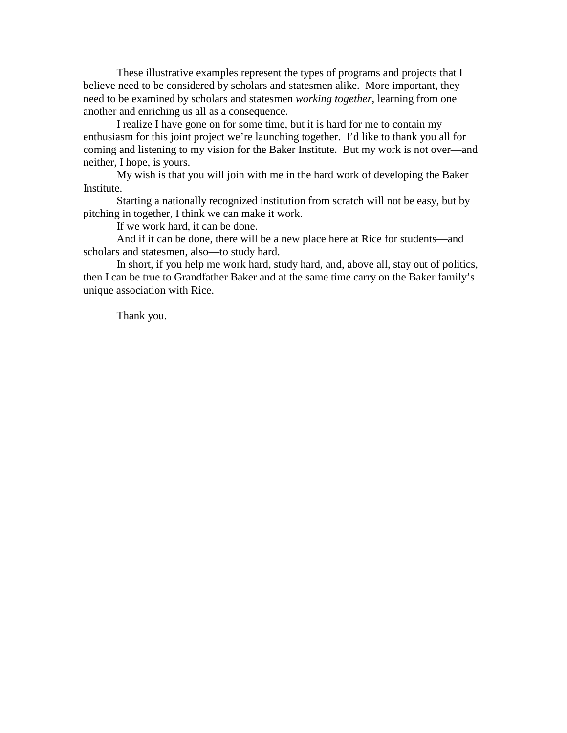These illustrative examples represent the types of programs and projects that I believe need to be considered by scholars and statesmen alike.  More important, they need to be examined by scholars and statesmen *working together*, learning from one another and enriching us all as a consequence.

I realize I have gone on for some time, but it is hard for me to contain my enthusiasm for this joint project we're launching together.  I'd like to thank you all for coming and listening to my vision for the Baker Institute.  But my work is not over—and neither, I hope, is yours.

My wish is that you will join with me in the hard work of developing the Baker Institute.

Starting a nationally recognized institution from scratch will not be easy, but by pitching in together, I think we can make it work.

If we work hard, it can be done.

And if it can be done, there will be a new place here at Rice for students—and scholars and statesmen, also—to study hard.

In short, if you help me work hard, study hard, and, above all, stay out of politics, then I can be true to Grandfather Baker and at the same time carry on the Baker family's unique association with Rice.

Thank you.